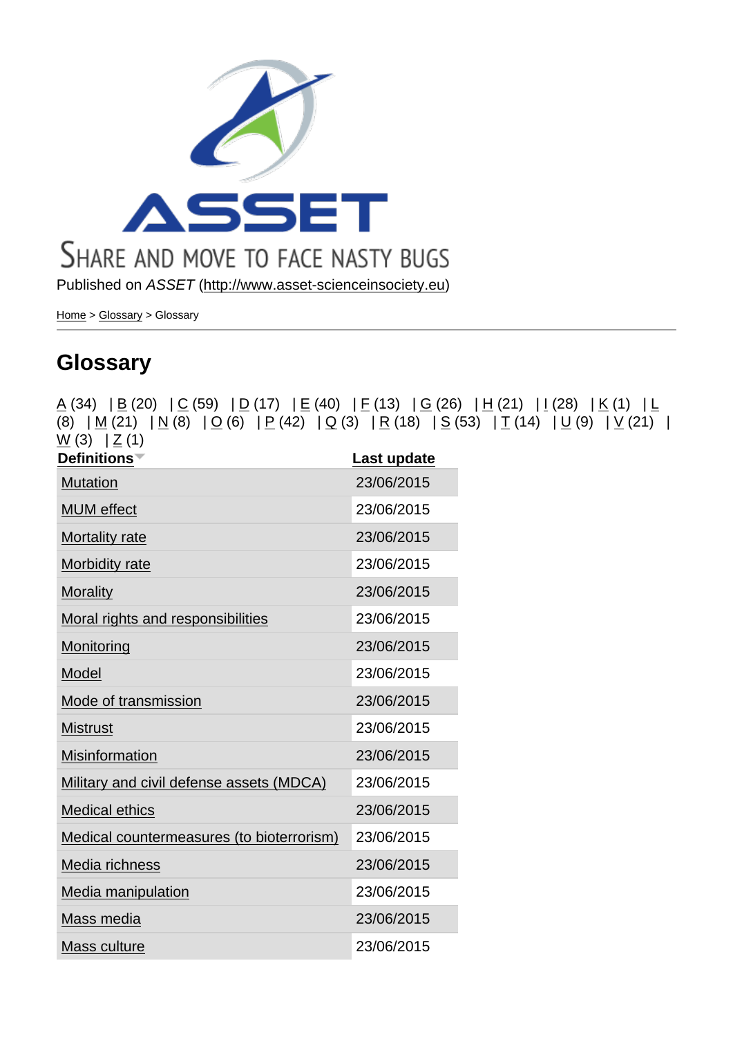ASSET

SHARE AND MOVE TO FACE NASTY BUGS

Published on *ASSET* (http://www.asset-scienceinsociety.eu)

Home > Glossary > Glossary

# Glossary

A (34) | B (20) | C (59) | D (17) | E (40) | F (13) | G (26) | H (21) | I (28) | K (1) | L (8) | M (21) | N (8) | O (6) | P (42) | Q (3) | R (18) | S (53) | T (14) | U (9) | V (21) | W (3) | Z (1)

| Definitions | Last update |
|---|---|
| Mutation | 23/06/2015 |
| MUM effect | 23/06/2015 |
| Mortality rate | 23/06/2015 |
| Morbidity rate | 23/06/2015 |
| Morality | 23/06/2015 |
| Moral rights and responsibilities | 23/06/2015 |
| Monitoring | 23/06/2015 |
| Model | 23/06/2015 |
| Mode of transmission | 23/06/2015 |
| Mistrust | 23/06/2015 |
| Misinformation | 23/06/2015 |
| Military and civil defense assets (MDCA) | 23/06/2015 |
| Medical ethics | 23/06/2015 |
| Medical countermeasures (to bioterrorism) | 23/06/2015 |
| Media richness | 23/06/2015 |
| Media manipulation | 23/06/2015 |
| Mass media | 23/06/2015 |
| Mass culture | 23/06/2015 |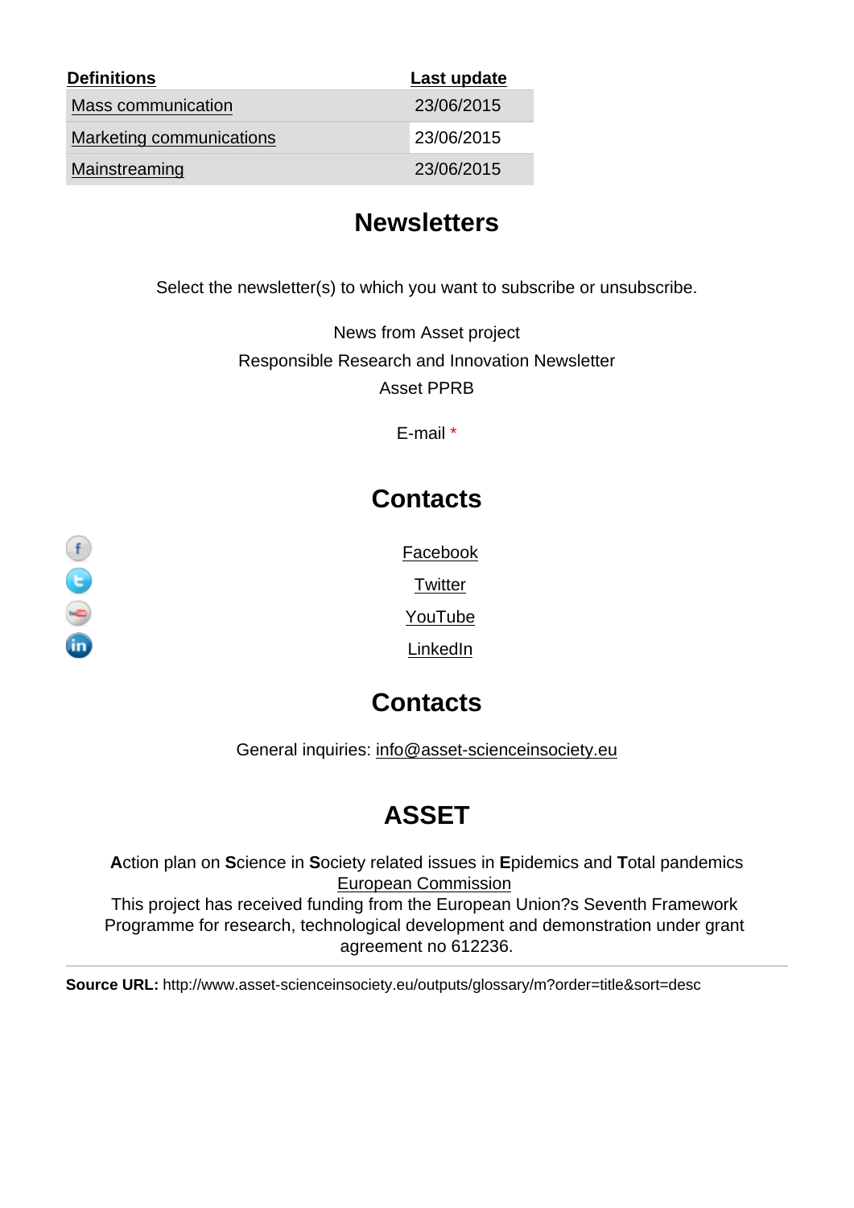| Definitions | Last update |
|---|---|
| Mass communication | 23/06/2015 |
| Marketing communications | 23/06/2015 |
| Mainstreaming | 23/06/2015 |

## Newsletters

Select the newsletter(s) to which you want to subscribe or unsubscribe.

News from Asset project
Responsible Research and Innovation Newsletter
Asset PPRB

E-mail *

## Contacts

Facebook
Twitter
YouTube
LinkedIn

## Contacts

General inquiries: info@asset-scienceinsociety.eu

## ASSET

**A**ction plan on **S**cience in **S**ociety related issues in **E**pidemics and **T**otal pandemics
European Commission
This project has received funding from the European Union?s Seventh Framework Programme for research, technological development and demonstration under grant agreement no 612236.

---

**Source URL:** http://www.asset-scienceinsociety.eu/outputs/glossary/m?order=title&sort=desc